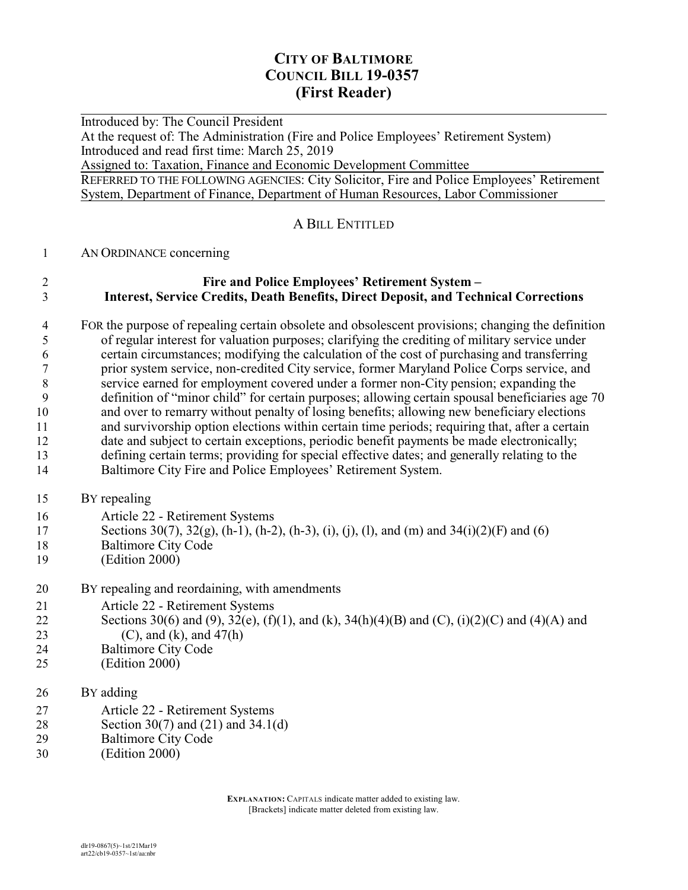# CITY OF BALTIMORE
# COUNCIL BILL 19-0357
# (First Reader)

Introduced by: The Council President
At the request of: The Administration (Fire and Police Employees' Retirement System)
Introduced and read first time: March 25, 2019
Assigned to: Taxation, Finance and Economic Development Committee

REFERRED TO THE FOLLOWING AGENCIES: City Solicitor, Fire and Police Employees' Retirement System, Department of Finance, Department of Human Resources, Labor Commissioner

## A BILL ENTITLED

1 AN ORDINANCE concerning

2 **Fire and Police Employees' Retirement System –**
3 **Interest, Service Credits, Death Benefits, Direct Deposit, and Technical Corrections**

4 FOR the purpose of repealing certain obsolete and obsolescent provisions; changing the definition
5 of regular interest for valuation purposes; clarifying the crediting of military service under
6 certain circumstances; modifying the calculation of the cost of purchasing and transferring
7 prior system service, non-credited City service, former Maryland Police Corps service, and
8 service earned for employment covered under a former non-City pension; expanding the
9 definition of "minor child" for certain purposes; allowing certain spousal beneficiaries age 70
10 and over to remarry without penalty of losing benefits; allowing new beneficiary elections
11 and survivorship option elections within certain time periods; requiring that, after a certain
12 date and subject to certain exceptions, periodic benefit payments be made electronically;
13 defining certain terms; providing for special effective dates; and generally relating to the
14 Baltimore City Fire and Police Employees' Retirement System.

15 BY repealing
16 Article 22 - Retirement Systems
17 Sections 30(7), 32(g), (h-1), (h-2), (h-3), (i), (j), (l), and (m) and 34(i)(2)(F) and (6)
18 Baltimore City Code
19 (Edition 2000)

20 BY repealing and reordaining, with amendments
21 Article 22 - Retirement Systems
22 Sections 30(6) and (9), 32(e), (f)(1), and (k), 34(h)(4)(B) and (C), (i)(2)(C) and (4)(A) and
23 (C), and (k), and 47(h)
24 Baltimore City Code
25 (Edition 2000)

26 BY adding
27 Article 22 - Retirement Systems
28 Section 30(7) and (21) and 34.1(d)
29 Baltimore City Code
30 (Edition 2000)

**EXPLANATION:** CAPITALS indicate matter added to existing law.
[Brackets] indicate matter deleted from existing law.

dlr19-0867(5)~1st/21Mar19
art22/cb19-0357~1st/aa:nbr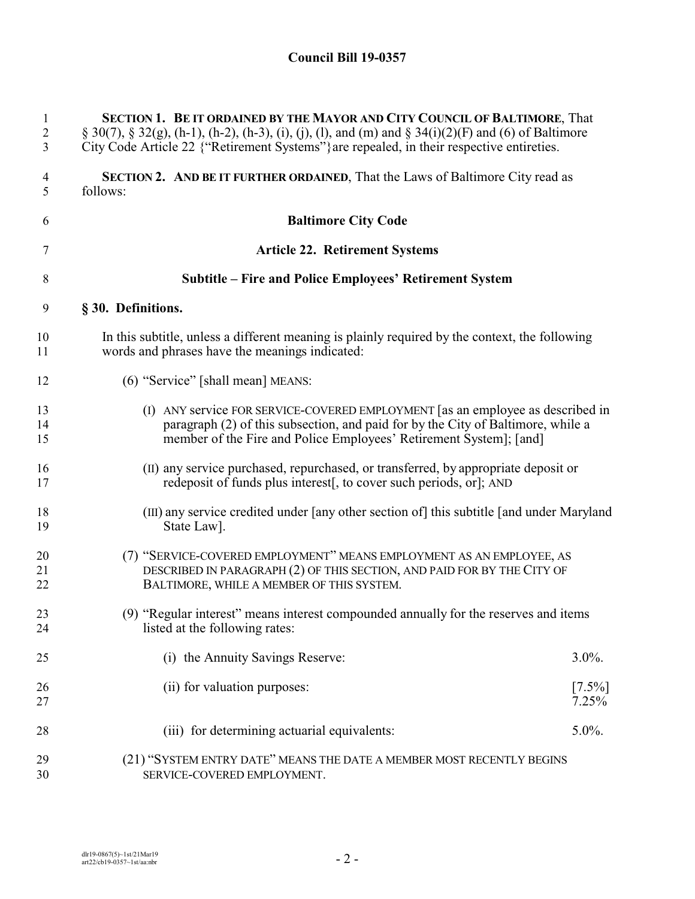**Council Bill 19-0357**

**SECTION 1. BE IT ORDAINED BY THE MAYOR AND CITY COUNCIL OF BALTIMORE**, That § 30(7), § 32(g), (h-1), (h-2), (h-3), (i), (j), (l), and (m) and § 34(i)(2)(F) and (6) of Baltimore City Code Article 22 {"Retirement Systems"}are repealed, in their respective entireties.

**SECTION 2. AND BE IT FURTHER ORDAINED**, That the Laws of Baltimore City read as follows:

**Baltimore City Code**

**Article 22. Retirement Systems**

**Subtitle – Fire and Police Employees' Retirement System**

**§ 30. Definitions.**

In this subtitle, unless a different meaning is plainly required by the context, the following words and phrases have the meanings indicated:

(6) "Service" [shall mean] MEANS:

(I) ANY service FOR SERVICE-COVERED EMPLOYMENT [as an employee as described in paragraph (2) of this subsection, and paid for by the City of Baltimore, while a member of the Fire and Police Employees' Retirement System]; [and]

(II) any service purchased, repurchased, or transferred, by appropriate deposit or redeposit of funds plus interest[, to cover such periods, or]; AND

(III) any service credited under [any other section of] this subtitle [and under Maryland State Law].

(7) "SERVICE-COVERED EMPLOYMENT" MEANS EMPLOYMENT AS AN EMPLOYEE, AS DESCRIBED IN PARAGRAPH (2) OF THIS SECTION, AND PAID FOR BY THE CITY OF BALTIMORE, WHILE A MEMBER OF THIS SYSTEM.

(9) "Regular interest" means interest compounded annually for the reserves and items listed at the following rates:

| | |
|---|---|
| (i) the Annuity Savings Reserve: | 3.0%. |
| (ii) for valuation purposes: | [7.5%] 7.25% |
| (iii) for determining actuarial equivalents: | 5.0%. |

(21) "SYSTEM ENTRY DATE" MEANS THE DATE A MEMBER MOST RECENTLY BEGINS SERVICE-COVERED EMPLOYMENT.

dlr19-0867(5)~1st/21Mar19
art22/cb19-0357~1st/aa:nbr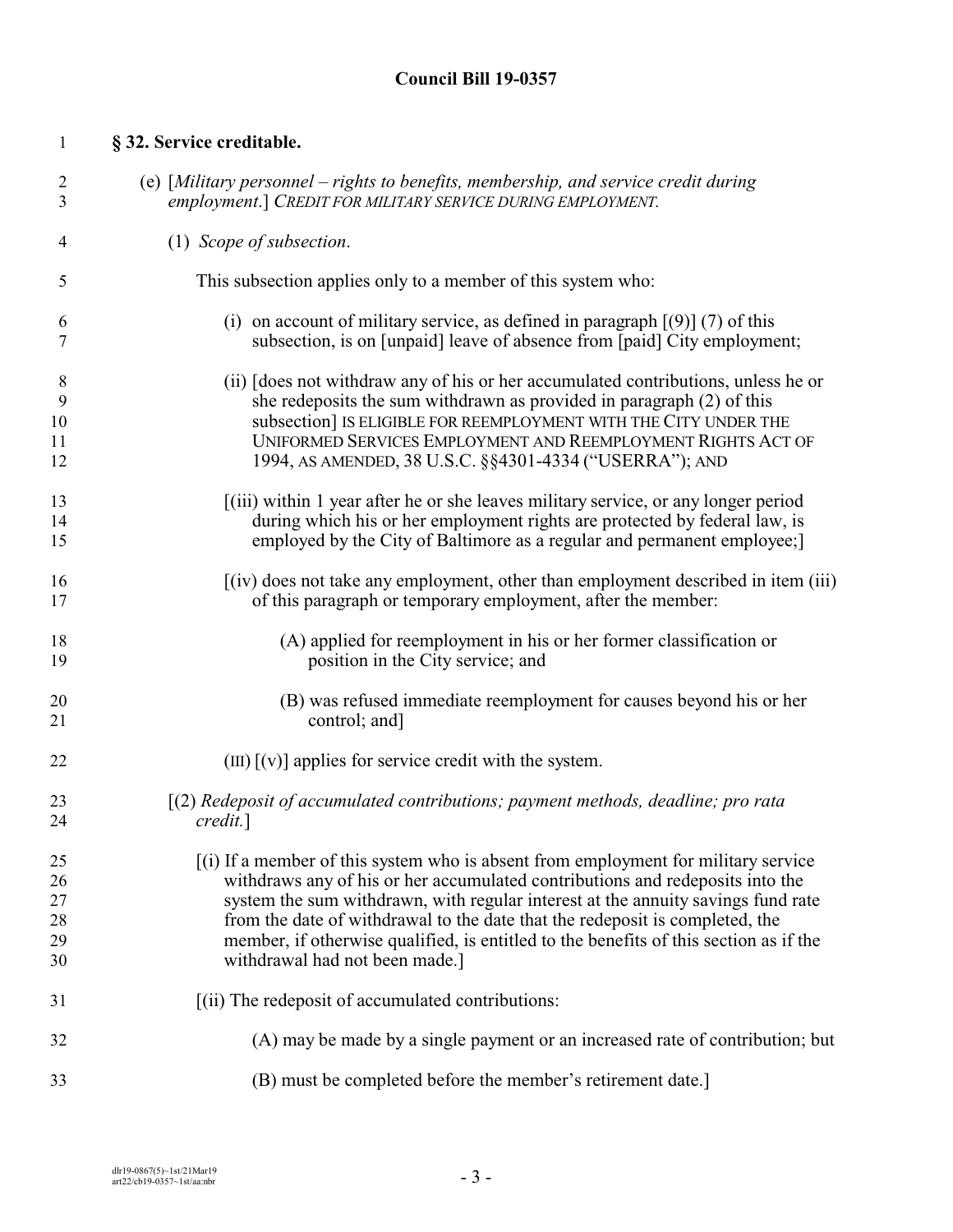**Council Bill 19-0357**

**§ 32. Service creditable.**

(e) [*Military personnel – rights to benefits, membership, and service credit during employment*.] CREDIT FOR MILITARY SERVICE DURING EMPLOYMENT.

(1) *Scope of subsection*.

This subsection applies only to a member of this system who:

(i) on account of military service, as defined in paragraph [(9)] (7) of this subsection, is on [unpaid] leave of absence from [paid] City employment;

(ii) [does not withdraw any of his or her accumulated contributions, unless he or she redeposits the sum withdrawn as provided in paragraph (2) of this subsection] IS ELIGIBLE FOR REEMPLOYMENT WITH THE CITY UNDER THE UNIFORMED SERVICES EMPLOYMENT AND REEMPLOYMENT RIGHTS ACT OF 1994, AS AMENDED, 38 U.S.C. §§4301-4334 ("USERRA"); AND

[(iii) within 1 year after he or she leaves military service, or any longer period during which his or her employment rights are protected by federal law, is employed by the City of Baltimore as a regular and permanent employee;]

[(iv) does not take any employment, other than employment described in item (iii) of this paragraph or temporary employment, after the member:

(A) applied for reemployment in his or her former classification or position in the City service; and

(B) was refused immediate reemployment for causes beyond his or her control; and]

(III) [(v)] applies for service credit with the system.

[(2) *Redeposit of accumulated contributions; payment methods, deadline; pro rata credit.*]

[(i) If a member of this system who is absent from employment for military service withdraws any of his or her accumulated contributions and redeposits into the system the sum withdrawn, with regular interest at the annuity savings fund rate from the date of withdrawal to the date that the redeposit is completed, the member, if otherwise qualified, is entitled to the benefits of this section as if the withdrawal had not been made.]

[(ii) The redeposit of accumulated contributions:

(A) may be made by a single payment or an increased rate of contribution; but

(B) must be completed before the member's retirement date.]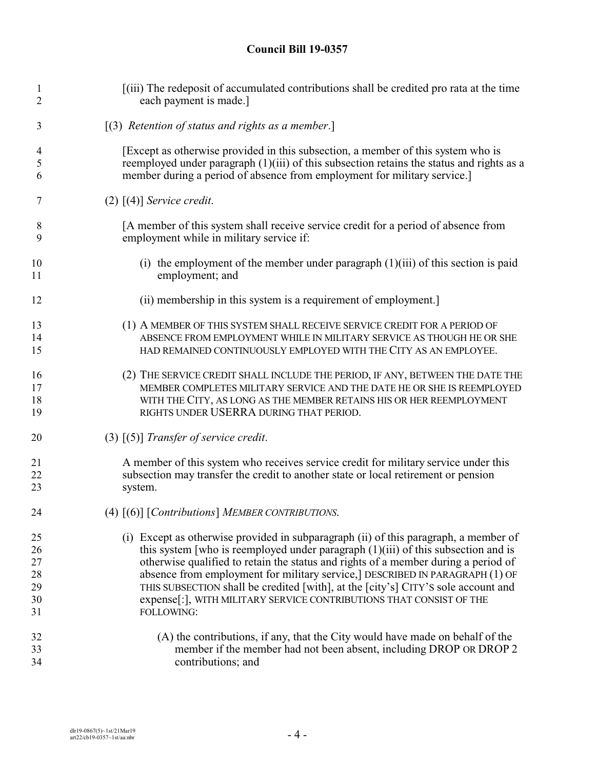[(iii) The redeposit of accumulated contributions shall be credited pro rata at the time each payment is made.]

[(3) *Retention of status and rights as a member*.]

[Except as otherwise provided in this subsection, a member of this system who is reemployed under paragraph (1)(iii) of this subsection retains the status and rights as a member during a period of absence from employment for military service.]

(2) [(4)] *Service credit.*

[A member of this system shall receive service credit for a period of absence from employment while in military service if:

(i) the employment of the member under paragraph (1)(iii) of this section is paid employment; and

(ii) membership in this system is a requirement of employment.]

(1) A MEMBER OF THIS SYSTEM SHALL RECEIVE SERVICE CREDIT FOR A PERIOD OF ABSENCE FROM EMPLOYMENT WHILE IN MILITARY SERVICE AS THOUGH HE OR SHE HAD REMAINED CONTINUOUSLY EMPLOYED WITH THE CITY AS AN EMPLOYEE.

(2) THE SERVICE CREDIT SHALL INCLUDE THE PERIOD, IF ANY, BETWEEN THE DATE THE MEMBER COMPLETES MILITARY SERVICE AND THE DATE HE OR SHE IS REEMPLOYED WITH THE CITY, AS LONG AS THE MEMBER RETAINS HIS OR HER REEMPLOYMENT RIGHTS UNDER USERRA DURING THAT PERIOD.

(3) [(5)] *Transfer of service credit*.

A member of this system who receives service credit for military service under this subsection may transfer the credit to another state or local retirement or pension system.

(4) [(6)] [*Contributions*] *MEMBER CONTRIBUTIONS*.

(i) Except as otherwise provided in subparagraph (ii) of this paragraph, a member of this system [who is reemployed under paragraph (1)(iii) of this subsection and is otherwise qualified to retain the status and rights of a member during a period of absence from employment for military service,] DESCRIBED IN PARAGRAPH (1) OF THIS SUBSECTION shall be credited [with], at the [city's] CITY'S sole account and expense[:], WITH MILITARY SERVICE CONTRIBUTIONS THAT CONSIST OF THE FOLLOWING:

(A) the contributions, if any, that the City would have made on behalf of the member if the member had not been absent, including DROP OR DROP 2 contributions; and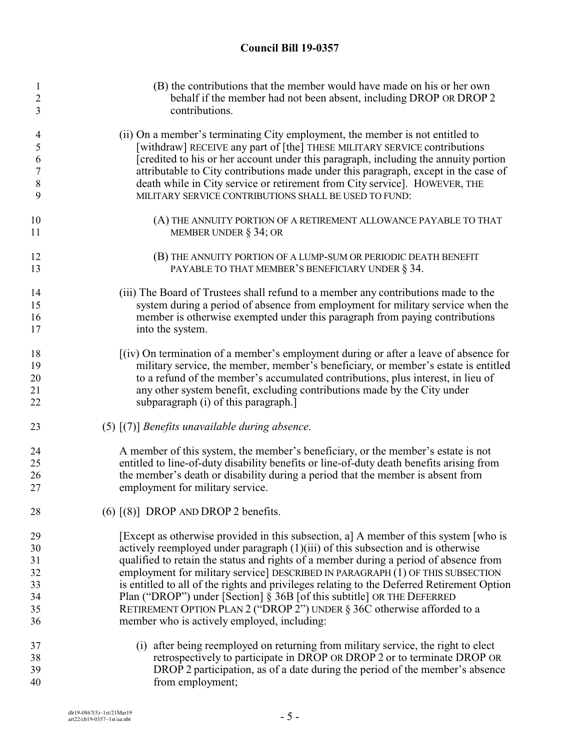(B) the contributions that the member would have made on his or her own behalf if the member had not been absent, including DROP OR DROP 2 contributions.

(ii) On a member's terminating City employment, the member is not entitled to [withdraw] RECEIVE any part of [the] THESE MILITARY SERVICE contributions [credited to his or her account under this paragraph, including the annuity portion attributable to City contributions made under this paragraph, except in the case of death while in City service or retirement from City service]. HOWEVER, THE MILITARY SERVICE CONTRIBUTIONS SHALL BE USED TO FUND:

(A) THE ANNUITY PORTION OF A RETIREMENT ALLOWANCE PAYABLE TO THAT MEMBER UNDER § 34; OR

(B) THE ANNUITY PORTION OF A LUMP-SUM OR PERIODIC DEATH BENEFIT PAYABLE TO THAT MEMBER'S BENEFICIARY UNDER § 34.

(iii) The Board of Trustees shall refund to a member any contributions made to the system during a period of absence from employment for military service when the member is otherwise exempted under this paragraph from paying contributions into the system.

[(iv) On termination of a member's employment during or after a leave of absence for military service, the member, member's beneficiary, or member's estate is entitled to a refund of the member's accumulated contributions, plus interest, in lieu of any other system benefit, excluding contributions made by the City under subparagraph (i) of this paragraph.]

(5) [(7)] *Benefits unavailable during absence*.

A member of this system, the member's beneficiary, or the member's estate is not entitled to line-of-duty disability benefits or line-of-duty death benefits arising from the member's death or disability during a period that the member is absent from employment for military service.

(6) [(8)] DROP AND DROP 2 benefits.

[Except as otherwise provided in this subsection, a] A member of this system [who is actively reemployed under paragraph (1)(iii) of this subsection and is otherwise qualified to retain the status and rights of a member during a period of absence from employment for military service] DESCRIBED IN PARAGRAPH (1) OF THIS SUBSECTION is entitled to all of the rights and privileges relating to the Deferred Retirement Option Plan ("DROP") under [Section] § 36B [of this subtitle] OR THE DEFERRED RETIREMENT OPTION PLAN 2 ("DROP 2") UNDER § 36C otherwise afforded to a member who is actively employed, including:

(i) after being reemployed on returning from military service, the right to elect retrospectively to participate in DROP OR DROP 2 or to terminate DROP OR DROP 2 participation, as of a date during the period of the member's absence from employment;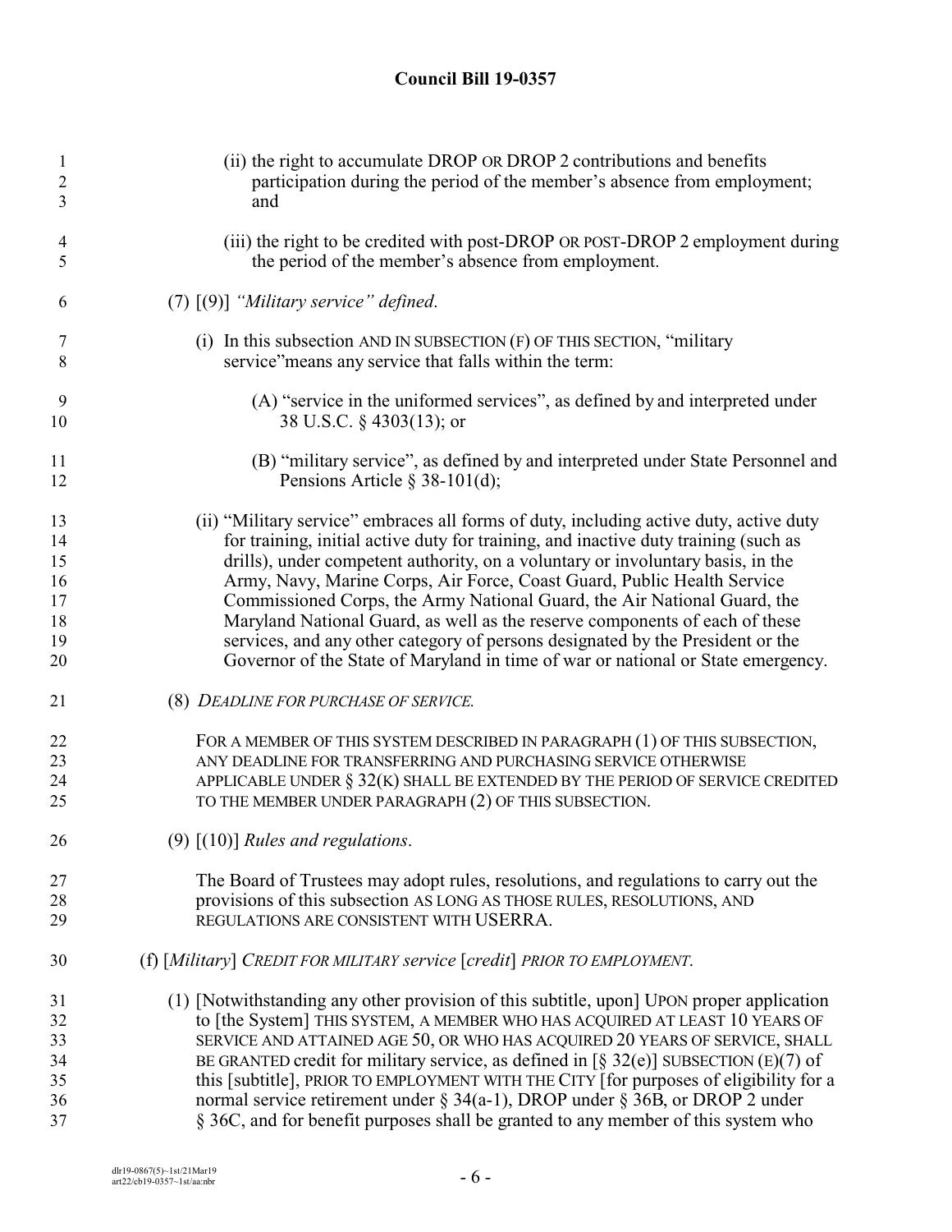(ii) the right to accumulate DROP OR DROP 2 contributions and benefits participation during the period of the member's absence from employment; and

(iii) the right to be credited with post-DROP OR POST-DROP 2 employment during the period of the member's absence from employment.

(7) [(9)] *"Military service" defined.*

(i) In this subsection AND IN SUBSECTION (F) OF THIS SECTION, "military service"means any service that falls within the term:

(A) "service in the uniformed services", as defined by and interpreted under 38 U.S.C. § 4303(13); or

(B) "military service", as defined by and interpreted under State Personnel and Pensions Article § 38-101(d);

(ii) "Military service" embraces all forms of duty, including active duty, active duty for training, initial active duty for training, and inactive duty training (such as drills), under competent authority, on a voluntary or involuntary basis, in the Army, Navy, Marine Corps, Air Force, Coast Guard, Public Health Service Commissioned Corps, the Army National Guard, the Air National Guard, the Maryland National Guard, as well as the reserve components of each of these services, and any other category of persons designated by the President or the Governor of the State of Maryland in time of war or national or State emergency.

(8) *DEADLINE FOR PURCHASE OF SERVICE.*

FOR A MEMBER OF THIS SYSTEM DESCRIBED IN PARAGRAPH (1) OF THIS SUBSECTION, ANY DEADLINE FOR TRANSFERRING AND PURCHASING SERVICE OTHERWISE APPLICABLE UNDER § 32(K) SHALL BE EXTENDED BY THE PERIOD OF SERVICE CREDITED TO THE MEMBER UNDER PARAGRAPH (2) OF THIS SUBSECTION.

(9) [(10)] *Rules and regulations*.

The Board of Trustees may adopt rules, resolutions, and regulations to carry out the provisions of this subsection AS LONG AS THOSE RULES, RESOLUTIONS, AND REGULATIONS ARE CONSISTENT WITH USERRA.

(f) [*Military*] *CREDIT FOR MILITARY service* [*credit*] *PRIOR TO EMPLOYMENT*.

(1) [Notwithstanding any other provision of this subtitle, upon] UPON proper application to [the System] THIS SYSTEM, A MEMBER WHO HAS ACQUIRED AT LEAST 10 YEARS OF SERVICE AND ATTAINED AGE 50, OR WHO HAS ACQUIRED 20 YEARS OF SERVICE, SHALL BE GRANTED credit for military service, as defined in [§ 32(e)] SUBSECTION (E)(7) of this [subtitle], PRIOR TO EMPLOYMENT WITH THE CITY [for purposes of eligibility for a normal service retirement under § 34(a-1), DROP under § 36B, or DROP 2 under § 36C, and for benefit purposes shall be granted to any member of this system who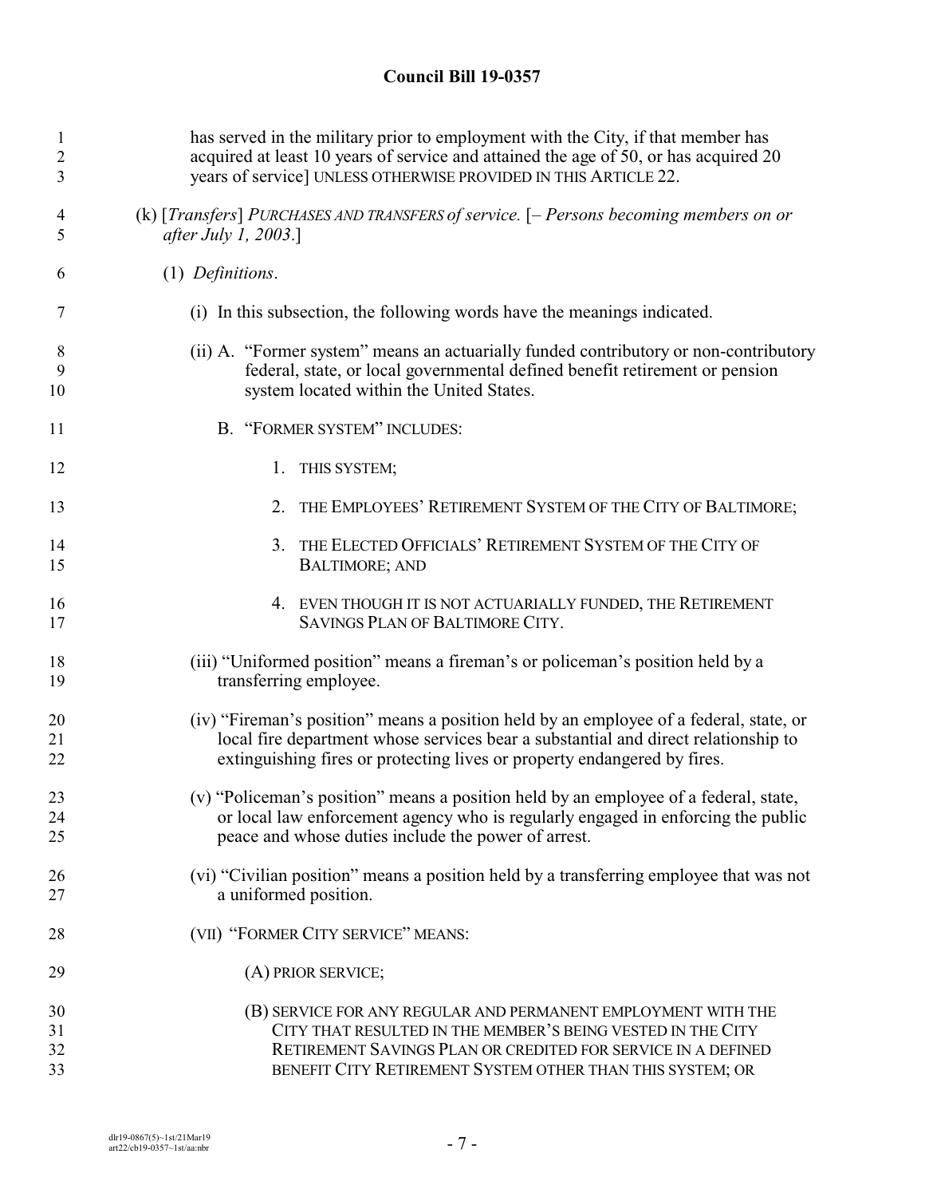has served in the military prior to employment with the City, if that member has acquired at least 10 years of service and attained the age of 50, or has acquired 20 years of service] UNLESS OTHERWISE PROVIDED IN THIS ARTICLE 22.

(k) [*Transfers*] *PURCHASES AND TRANSFERS of service.* [*– Persons becoming members on or after July 1, 2003.*]

(1) *Definitions*.

(i) In this subsection, the following words have the meanings indicated.

(ii) A. "Former system" means an actuarially funded contributory or non-contributory federal, state, or local governmental defined benefit retirement or pension system located within the United States.

B. "FORMER SYSTEM" INCLUDES:

1. THIS SYSTEM;

2. THE EMPLOYEES' RETIREMENT SYSTEM OF THE CITY OF BALTIMORE;

3. THE ELECTED OFFICIALS' RETIREMENT SYSTEM OF THE CITY OF BALTIMORE; AND

4. EVEN THOUGH IT IS NOT ACTUARIALLY FUNDED, THE RETIREMENT SAVINGS PLAN OF BALTIMORE CITY.

(iii) "Uniformed position" means a fireman's or policeman's position held by a transferring employee.

(iv) "Fireman's position" means a position held by an employee of a federal, state, or local fire department whose services bear a substantial and direct relationship to extinguishing fires or protecting lives or property endangered by fires.

(v) "Policeman's position" means a position held by an employee of a federal, state, or local law enforcement agency who is regularly engaged in enforcing the public peace and whose duties include the power of arrest.

(vi) "Civilian position" means a position held by a transferring employee that was not a uniformed position.

(VII) "FORMER CITY SERVICE" MEANS:

(A) PRIOR SERVICE;

(B) SERVICE FOR ANY REGULAR AND PERMANENT EMPLOYMENT WITH THE CITY THAT RESULTED IN THE MEMBER'S BEING VESTED IN THE CITY RETIREMENT SAVINGS PLAN OR CREDITED FOR SERVICE IN A DEFINED BENEFIT CITY RETIREMENT SYSTEM OTHER THAN THIS SYSTEM; OR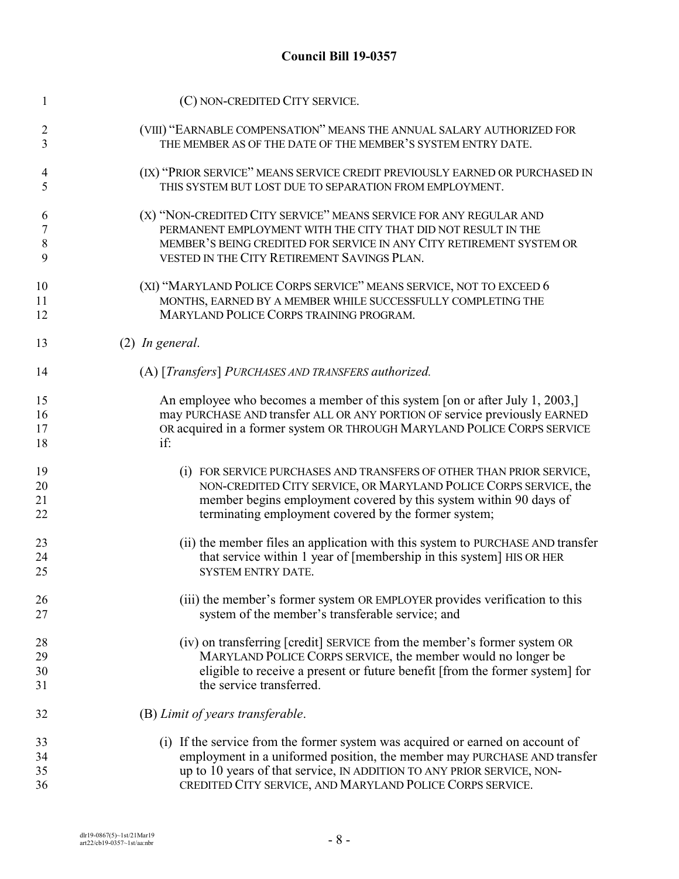(C) NON-CREDITED CITY SERVICE.

(VIII) "EARNABLE COMPENSATION" MEANS THE ANNUAL SALARY AUTHORIZED FOR THE MEMBER AS OF THE DATE OF THE MEMBER'S SYSTEM ENTRY DATE.

(IX) "PRIOR SERVICE" MEANS SERVICE CREDIT PREVIOUSLY EARNED OR PURCHASED IN THIS SYSTEM BUT LOST DUE TO SEPARATION FROM EMPLOYMENT.

(X) "NON-CREDITED CITY SERVICE" MEANS SERVICE FOR ANY REGULAR AND PERMANENT EMPLOYMENT WITH THE CITY THAT DID NOT RESULT IN THE MEMBER'S BEING CREDITED FOR SERVICE IN ANY CITY RETIREMENT SYSTEM OR VESTED IN THE CITY RETIREMENT SAVINGS PLAN.

(XI) "MARYLAND POLICE CORPS SERVICE" MEANS SERVICE, NOT TO EXCEED 6 MONTHS, EARNED BY A MEMBER WHILE SUCCESSFULLY COMPLETING THE MARYLAND POLICE CORPS TRAINING PROGRAM.

(2) *In general.*

(A) [*Transfers*] *PURCHASES AND TRANSFERS authorized.*

An employee who becomes a member of this system [on or after July 1, 2003,] may PURCHASE AND transfer ALL OR ANY PORTION OF service previously EARNED OR acquired in a former system OR THROUGH MARYLAND POLICE CORPS SERVICE if:

(i) FOR SERVICE PURCHASES AND TRANSFERS OF OTHER THAN PRIOR SERVICE, NON-CREDITED CITY SERVICE, OR MARYLAND POLICE CORPS SERVICE, the member begins employment covered by this system within 90 days of terminating employment covered by the former system;

(ii) the member files an application with this system to PURCHASE AND transfer that service within 1 year of [membership in this system] HIS OR HER SYSTEM ENTRY DATE.

(iii) the member's former system OR EMPLOYER provides verification to this system of the member's transferable service; and

(iv) on transferring [credit] SERVICE from the member's former system OR MARYLAND POLICE CORPS SERVICE, the member would no longer be eligible to receive a present or future benefit [from the former system] for the service transferred.

(B) *Limit of years transferable*.

(i) If the service from the former system was acquired or earned on account of employment in a uniformed position, the member may PURCHASE AND transfer up to 10 years of that service, IN ADDITION TO ANY PRIOR SERVICE, NON-CREDITED CITY SERVICE, AND MARYLAND POLICE CORPS SERVICE.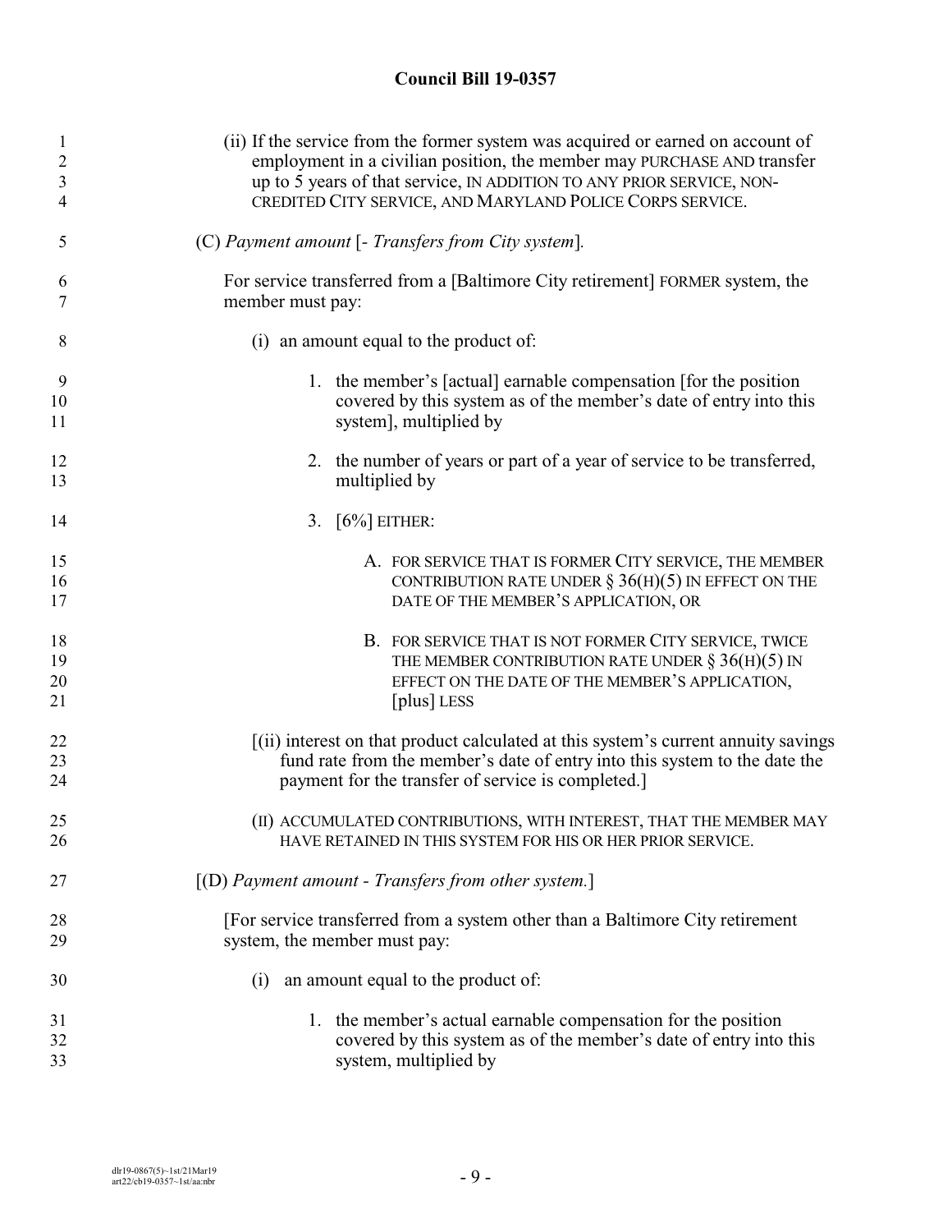(ii) If the service from the former system was acquired or earned on account of employment in a civilian position, the member may PURCHASE AND transfer up to 5 years of that service, IN ADDITION TO ANY PRIOR SERVICE, NON-CREDITED CITY SERVICE, AND MARYLAND POLICE CORPS SERVICE.

(C) *Payment amount* [- *Transfers from City system*].

For service transferred from a [Baltimore City retirement] FORMER system, the member must pay:

(i) an amount equal to the product of:

1. the member's [actual] earnable compensation [for the position covered by this system as of the member's date of entry into this system], multiplied by

2. the number of years or part of a year of service to be transferred, multiplied by

3. [6%] EITHER:

A. FOR SERVICE THAT IS FORMER CITY SERVICE, THE MEMBER CONTRIBUTION RATE UNDER § 36(H)(5) IN EFFECT ON THE DATE OF THE MEMBER'S APPLICATION, OR

B. FOR SERVICE THAT IS NOT FORMER CITY SERVICE, TWICE THE MEMBER CONTRIBUTION RATE UNDER § 36(H)(5) IN EFFECT ON THE DATE OF THE MEMBER'S APPLICATION, [plus] LESS

[(ii) interest on that product calculated at this system's current annuity savings fund rate from the member's date of entry into this system to the date the payment for the transfer of service is completed.]

(II) ACCUMULATED CONTRIBUTIONS, WITH INTEREST, THAT THE MEMBER MAY HAVE RETAINED IN THIS SYSTEM FOR HIS OR HER PRIOR SERVICE.

[(D) *Payment amount - Transfers from other system.*]

[For service transferred from a system other than a Baltimore City retirement system, the member must pay:

(i) an amount equal to the product of:

1. the member's actual earnable compensation for the position covered by this system as of the member's date of entry into this system, multiplied by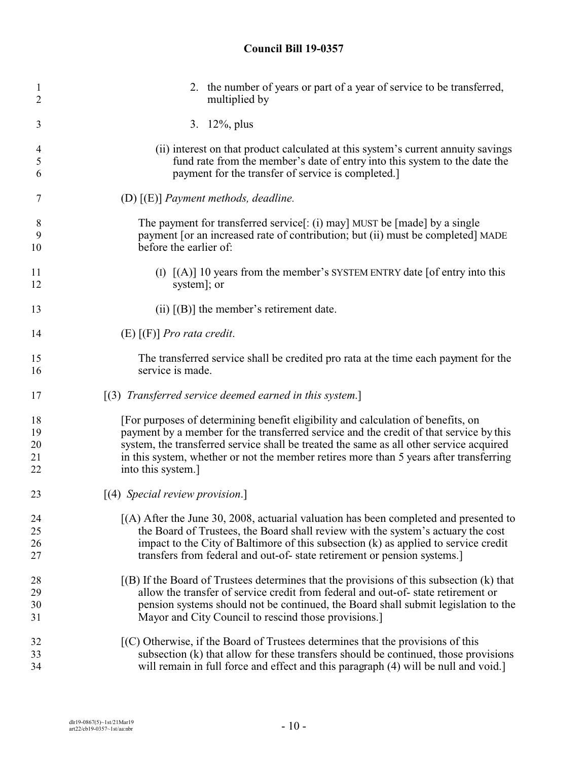2. the number of years or part of a year of service to be transferred, multiplied by

3. 12%, plus

(ii) interest on that product calculated at this system's current annuity savings fund rate from the member's date of entry into this system to the date the payment for the transfer of service is completed.]

(D) [(E)] *Payment methods, deadline.*

The payment for transferred service[: (i) may] MUST be [made] by a single payment [or an increased rate of contribution; but (ii) must be completed] MADE before the earlier of:

(I) [(A)] 10 years from the member's SYSTEM ENTRY date [of entry into this system]; or

(ii) [(B)] the member's retirement date.

(E) [(F)] *Pro rata credit*.

The transferred service shall be credited pro rata at the time each payment for the service is made.

[(3) *Transferred service deemed earned in this system.*]

[For purposes of determining benefit eligibility and calculation of benefits, on payment by a member for the transferred service and the credit of that service by this system, the transferred service shall be treated the same as all other service acquired in this system, whether or not the member retires more than 5 years after transferring into this system.]

[(4) *Special review provision*.]

[(A) After the June 30, 2008, actuarial valuation has been completed and presented to the Board of Trustees, the Board shall review with the system's actuary the cost impact to the City of Baltimore of this subsection (k) as applied to service credit transfers from federal and out-of- state retirement or pension systems.]

[(B) If the Board of Trustees determines that the provisions of this subsection (k) that allow the transfer of service credit from federal and out-of- state retirement or pension systems should not be continued, the Board shall submit legislation to the Mayor and City Council to rescind those provisions.]

[(C) Otherwise, if the Board of Trustees determines that the provisions of this subsection (k) that allow for these transfers should be continued, those provisions will remain in full force and effect and this paragraph (4) will be null and void.]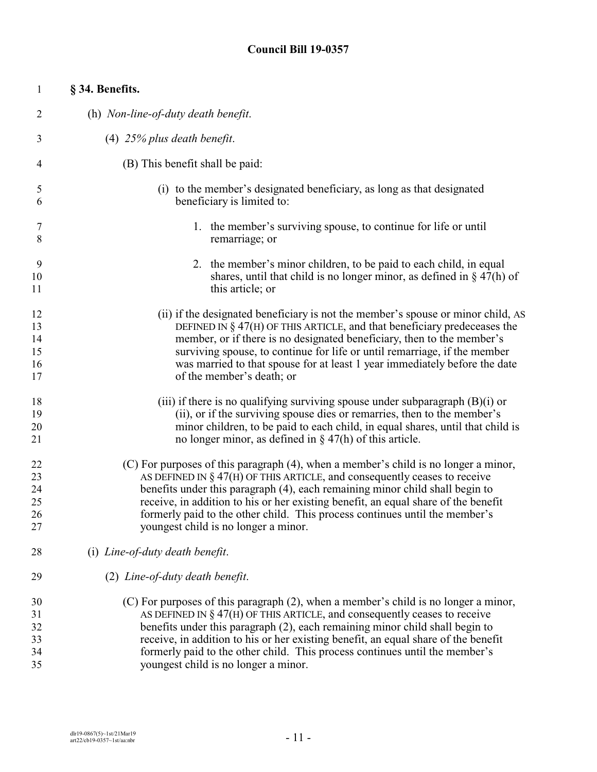**§ 34. Benefits.**

(h) *Non-line-of-duty death benefit.*

(4) *25% plus death benefit.*

(B) This benefit shall be paid:

(i) to the member's designated beneficiary, as long as that designated beneficiary is limited to:

1. the member's surviving spouse, to continue for life or until remarriage; or

2. the member's minor children, to be paid to each child, in equal shares, until that child is no longer minor, as defined in § 47(h) of this article; or

(ii) if the designated beneficiary is not the member's spouse or minor child, AS DEFINED IN § 47(H) OF THIS ARTICLE, and that beneficiary predeceases the member, or if there is no designated beneficiary, then to the member's surviving spouse, to continue for life or until remarriage, if the member was married to that spouse for at least 1 year immediately before the date of the member's death; or

(iii) if there is no qualifying surviving spouse under subparagraph (B)(i) or (ii), or if the surviving spouse dies or remarries, then to the member's minor children, to be paid to each child, in equal shares, until that child is no longer minor, as defined in § 47(h) of this article.

(C) For purposes of this paragraph (4), when a member's child is no longer a minor, AS DEFINED IN § 47(H) OF THIS ARTICLE, and consequently ceases to receive benefits under this paragraph (4), each remaining minor child shall begin to receive, in addition to his or her existing benefit, an equal share of the benefit formerly paid to the other child. This process continues until the member's youngest child is no longer a minor.

(i) *Line-of-duty death benefit.*

(2) *Line-of-duty death benefit.*

(C) For purposes of this paragraph (2), when a member's child is no longer a minor, AS DEFINED IN § 47(H) OF THIS ARTICLE, and consequently ceases to receive benefits under this paragraph (2), each remaining minor child shall begin to receive, in addition to his or her existing benefit, an equal share of the benefit formerly paid to the other child. This process continues until the member's youngest child is no longer a minor.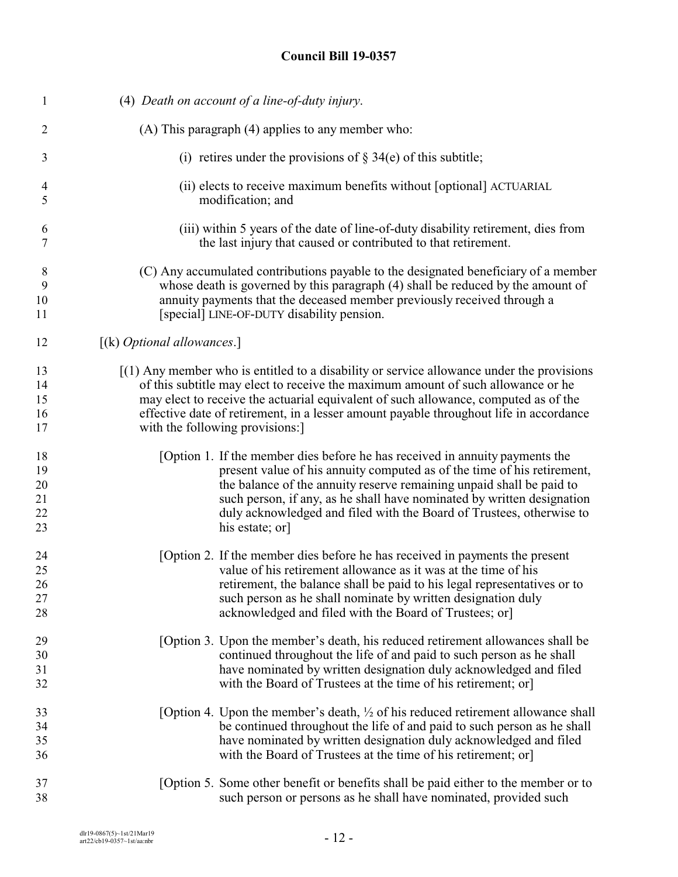(4) *Death on account of a line-of-duty injury*.

(A) This paragraph (4) applies to any member who:

(i) retires under the provisions of § 34(e) of this subtitle;

(ii) elects to receive maximum benefits without [optional] ACTUARIAL modification; and

(iii) within 5 years of the date of line-of-duty disability retirement, dies from the last injury that caused or contributed to that retirement.

(C) Any accumulated contributions payable to the designated beneficiary of a member whose death is governed by this paragraph (4) shall be reduced by the amount of annuity payments that the deceased member previously received through a [special] LINE-OF-DUTY disability pension.

[(k) *Optional allowances*.]

[(1) Any member who is entitled to a disability or service allowance under the provisions of this subtitle may elect to receive the maximum amount of such allowance or he may elect to receive the actuarial equivalent of such allowance, computed as of the effective date of retirement, in a lesser amount payable throughout life in accordance with the following provisions:]

[Option 1. If the member dies before he has received in annuity payments the present value of his annuity computed as of the time of his retirement, the balance of the annuity reserve remaining unpaid shall be paid to such person, if any, as he shall have nominated by written designation duly acknowledged and filed with the Board of Trustees, otherwise to his estate; or]

[Option 2. If the member dies before he has received in payments the present value of his retirement allowance as it was at the time of his retirement, the balance shall be paid to his legal representatives or to such person as he shall nominate by written designation duly acknowledged and filed with the Board of Trustees; or]

[Option 3. Upon the member's death, his reduced retirement allowances shall be continued throughout the life of and paid to such person as he shall have nominated by written designation duly acknowledged and filed with the Board of Trustees at the time of his retirement; or]

[Option 4. Upon the member's death, ½ of his reduced retirement allowance shall be continued throughout the life of and paid to such person as he shall have nominated by written designation duly acknowledged and filed with the Board of Trustees at the time of his retirement; or]

[Option 5. Some other benefit or benefits shall be paid either to the member or to such person or persons as he shall have nominated, provided such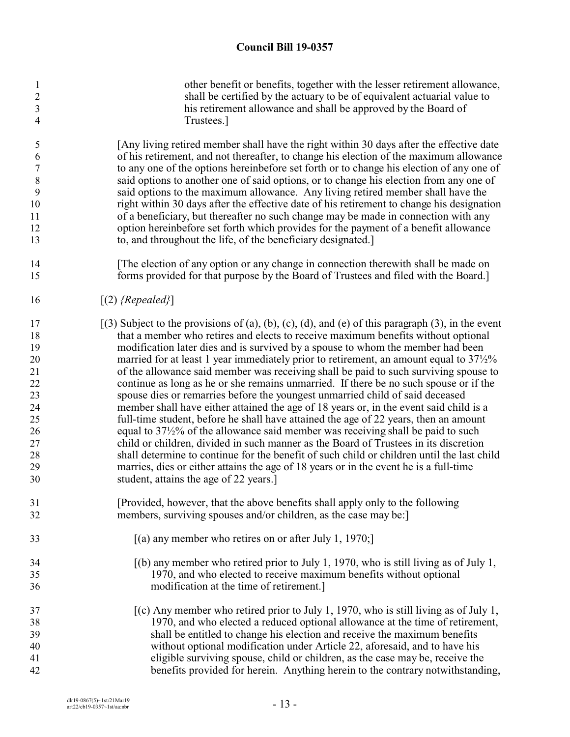other benefit or benefits, together with the lesser retirement allowance, shall be certified by the actuary to be of equivalent actuarial value to his retirement allowance and shall be approved by the Board of Trustees.]

[Any living retired member shall have the right within 30 days after the effective date of his retirement, and not thereafter, to change his election of the maximum allowance to any one of the options hereinbefore set forth or to change his election of any one of said options to another one of said options, or to change his election from any one of said options to the maximum allowance. Any living retired member shall have the right within 30 days after the effective date of his retirement to change his designation of a beneficiary, but thereafter no such change may be made in connection with any option hereinbefore set forth which provides for the payment of a benefit allowance to, and throughout the life, of the beneficiary designated.]

[The election of any option or any change in connection therewith shall be made on forms provided for that purpose by the Board of Trustees and filed with the Board.]

[(2) *{Repealed}*]

[(3) Subject to the provisions of (a), (b), (c), (d), and (e) of this paragraph (3), in the event that a member who retires and elects to receive maximum benefits without optional modification later dies and is survived by a spouse to whom the member had been married for at least 1 year immediately prior to retirement, an amount equal to 37½% of the allowance said member was receiving shall be paid to such surviving spouse to continue as long as he or she remains unmarried. If there be no such spouse or if the spouse dies or remarries before the youngest unmarried child of said deceased member shall have either attained the age of 18 years or, in the event said child is a full-time student, before he shall have attained the age of 22 years, then an amount equal to 37½% of the allowance said member was receiving shall be paid to such child or children, divided in such manner as the Board of Trustees in its discretion shall determine to continue for the benefit of such child or children until the last child marries, dies or either attains the age of 18 years or in the event he is a full-time student, attains the age of 22 years.]

[Provided, however, that the above benefits shall apply only to the following members, surviving spouses and/or children, as the case may be:]

[(a) any member who retires on or after July 1, 1970;]

[(b) any member who retired prior to July 1, 1970, who is still living as of July 1, 1970, and who elected to receive maximum benefits without optional modification at the time of retirement.]

[(c) Any member who retired prior to July 1, 1970, who is still living as of July 1, 1970, and who elected a reduced optional allowance at the time of retirement, shall be entitled to change his election and receive the maximum benefits without optional modification under Article 22, aforesaid, and to have his eligible surviving spouse, child or children, as the case may be, receive the benefits provided for herein. Anything herein to the contrary notwithstanding,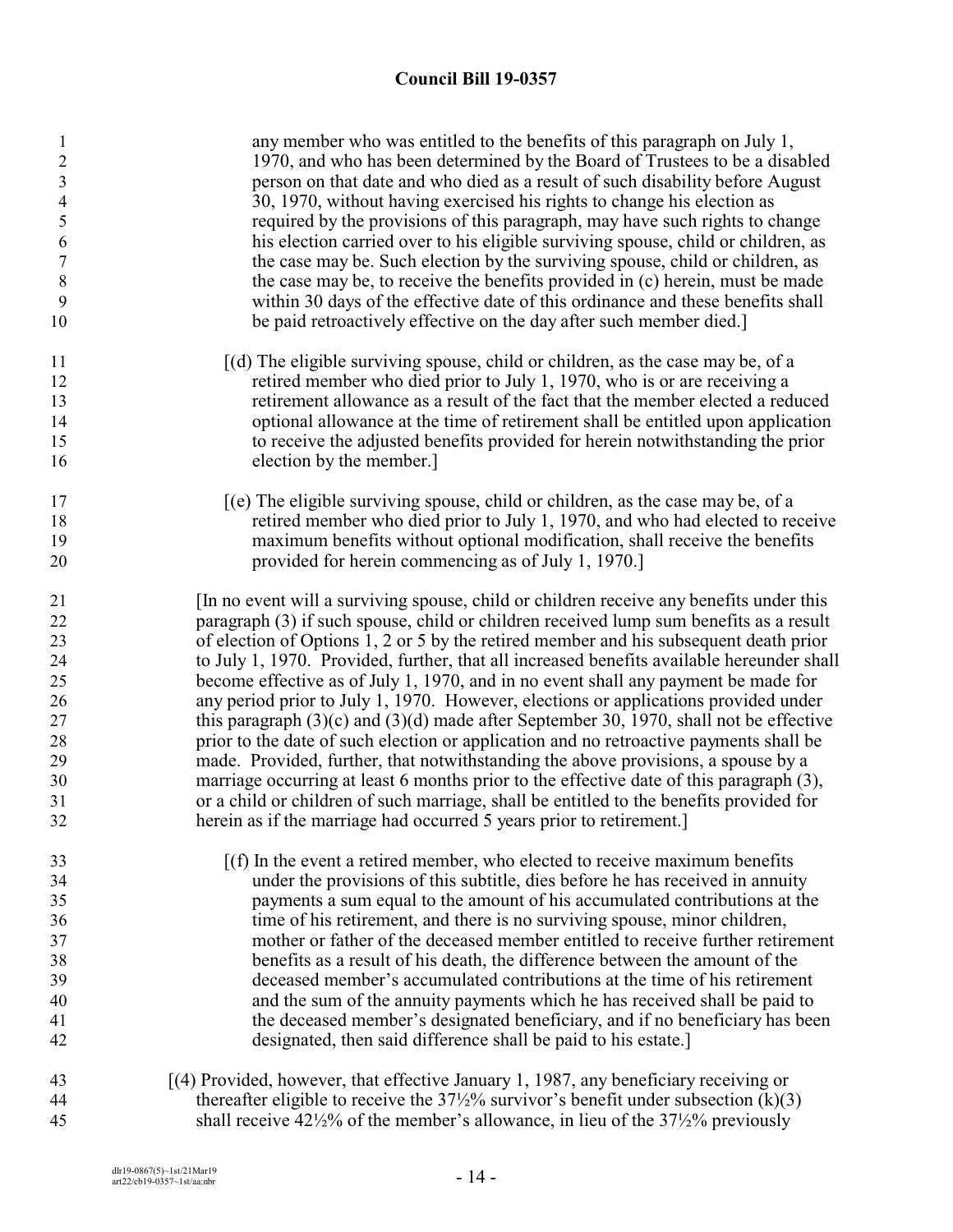any member who was entitled to the benefits of this paragraph on July 1, 1970, and who has been determined by the Board of Trustees to be a disabled person on that date and who died as a result of such disability before August 30, 1970, without having exercised his rights to change his election as required by the provisions of this paragraph, may have such rights to change his election carried over to his eligible surviving spouse, child or children, as the case may be. Such election by the surviving spouse, child or children, as the case may be, to receive the benefits provided in (c) herein, must be made within 30 days of the effective date of this ordinance and these benefits shall be paid retroactively effective on the day after such member died.]

[(d) The eligible surviving spouse, child or children, as the case may be, of a retired member who died prior to July 1, 1970, who is or are receiving a retirement allowance as a result of the fact that the member elected a reduced optional allowance at the time of retirement shall be entitled upon application to receive the adjusted benefits provided for herein notwithstanding the prior election by the member.]

[(e) The eligible surviving spouse, child or children, as the case may be, of a retired member who died prior to July 1, 1970, and who had elected to receive maximum benefits without optional modification, shall receive the benefits provided for herein commencing as of July 1, 1970.]

[In no event will a surviving spouse, child or children receive any benefits under this paragraph (3) if such spouse, child or children received lump sum benefits as a result of election of Options 1, 2 or 5 by the retired member and his subsequent death prior to July 1, 1970. Provided, further, that all increased benefits available hereunder shall become effective as of July 1, 1970, and in no event shall any payment be made for any period prior to July 1, 1970. However, elections or applications provided under this paragraph (3)(c) and (3)(d) made after September 30, 1970, shall not be effective prior to the date of such election or application and no retroactive payments shall be made. Provided, further, that notwithstanding the above provisions, a spouse by a marriage occurring at least 6 months prior to the effective date of this paragraph (3), or a child or children of such marriage, shall be entitled to the benefits provided for herein as if the marriage had occurred 5 years prior to retirement.]

[(f) In the event a retired member, who elected to receive maximum benefits under the provisions of this subtitle, dies before he has received in annuity payments a sum equal to the amount of his accumulated contributions at the time of his retirement, and there is no surviving spouse, minor children, mother or father of the deceased member entitled to receive further retirement benefits as a result of his death, the difference between the amount of the deceased member's accumulated contributions at the time of his retirement and the sum of the annuity payments which he has received shall be paid to the deceased member's designated beneficiary, and if no beneficiary has been designated, then said difference shall be paid to his estate.]

[(4) Provided, however, that effective January 1, 1987, any beneficiary receiving or thereafter eligible to receive the 37½% survivor's benefit under subsection (k)(3) shall receive 42½% of the member's allowance, in lieu of the 37½% previously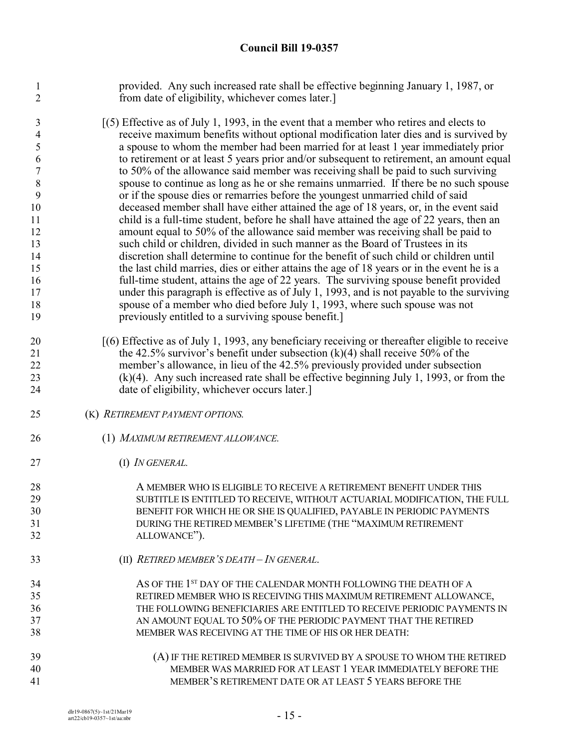provided. Any such increased rate shall be effective beginning January 1, 1987, or from date of eligibility, whichever comes later.]

[(5) Effective as of July 1, 1993, in the event that a member who retires and elects to receive maximum benefits without optional modification later dies and is survived by a spouse to whom the member had been married for at least 1 year immediately prior to retirement or at least 5 years prior and/or subsequent to retirement, an amount equal to 50% of the allowance said member was receiving shall be paid to such surviving spouse to continue as long as he or she remains unmarried. If there be no such spouse or if the spouse dies or remarries before the youngest unmarried child of said deceased member shall have either attained the age of 18 years, or, in the event said child is a full-time student, before he shall have attained the age of 22 years, then an amount equal to 50% of the allowance said member was receiving shall be paid to such child or children, divided in such manner as the Board of Trustees in its discretion shall determine to continue for the benefit of such child or children until the last child marries, dies or either attains the age of 18 years or in the event he is a full-time student, attains the age of 22 years. The surviving spouse benefit provided under this paragraph is effective as of July 1, 1993, and is not payable to the surviving spouse of a member who died before July 1, 1993, where such spouse was not previously entitled to a surviving spouse benefit.]

[(6) Effective as of July 1, 1993, any beneficiary receiving or thereafter eligible to receive the 42.5% survivor's benefit under subsection (k)(4) shall receive 50% of the member's allowance, in lieu of the 42.5% previously provided under subsection (k)(4). Any such increased rate shall be effective beginning July 1, 1993, or from the date of eligibility, whichever occurs later.]

(K) *RETIREMENT PAYMENT OPTIONS.*

(1) *MAXIMUM RETIREMENT ALLOWANCE.*

(I) *IN GENERAL.*

A MEMBER WHO IS ELIGIBLE TO RECEIVE A RETIREMENT BENEFIT UNDER THIS SUBTITLE IS ENTITLED TO RECEIVE, WITHOUT ACTUARIAL MODIFICATION, THE FULL BENEFIT FOR WHICH HE OR SHE IS QUALIFIED, PAYABLE IN PERIODIC PAYMENTS DURING THE RETIRED MEMBER'S LIFETIME (THE "MAXIMUM RETIREMENT ALLOWANCE").

(II) *RETIRED MEMBER'S DEATH – IN GENERAL.*

AS OF THE 1ST DAY OF THE CALENDAR MONTH FOLLOWING THE DEATH OF A RETIRED MEMBER WHO IS RECEIVING THIS MAXIMUM RETIREMENT ALLOWANCE, THE FOLLOWING BENEFICIARIES ARE ENTITLED TO RECEIVE PERIODIC PAYMENTS IN AN AMOUNT EQUAL TO 50% OF THE PERIODIC PAYMENT THAT THE RETIRED MEMBER WAS RECEIVING AT THE TIME OF HIS OR HER DEATH:

(A) IF THE RETIRED MEMBER IS SURVIVED BY A SPOUSE TO WHOM THE RETIRED MEMBER WAS MARRIED FOR AT LEAST 1 YEAR IMMEDIATELY BEFORE THE MEMBER'S RETIREMENT DATE OR AT LEAST 5 YEARS BEFORE THE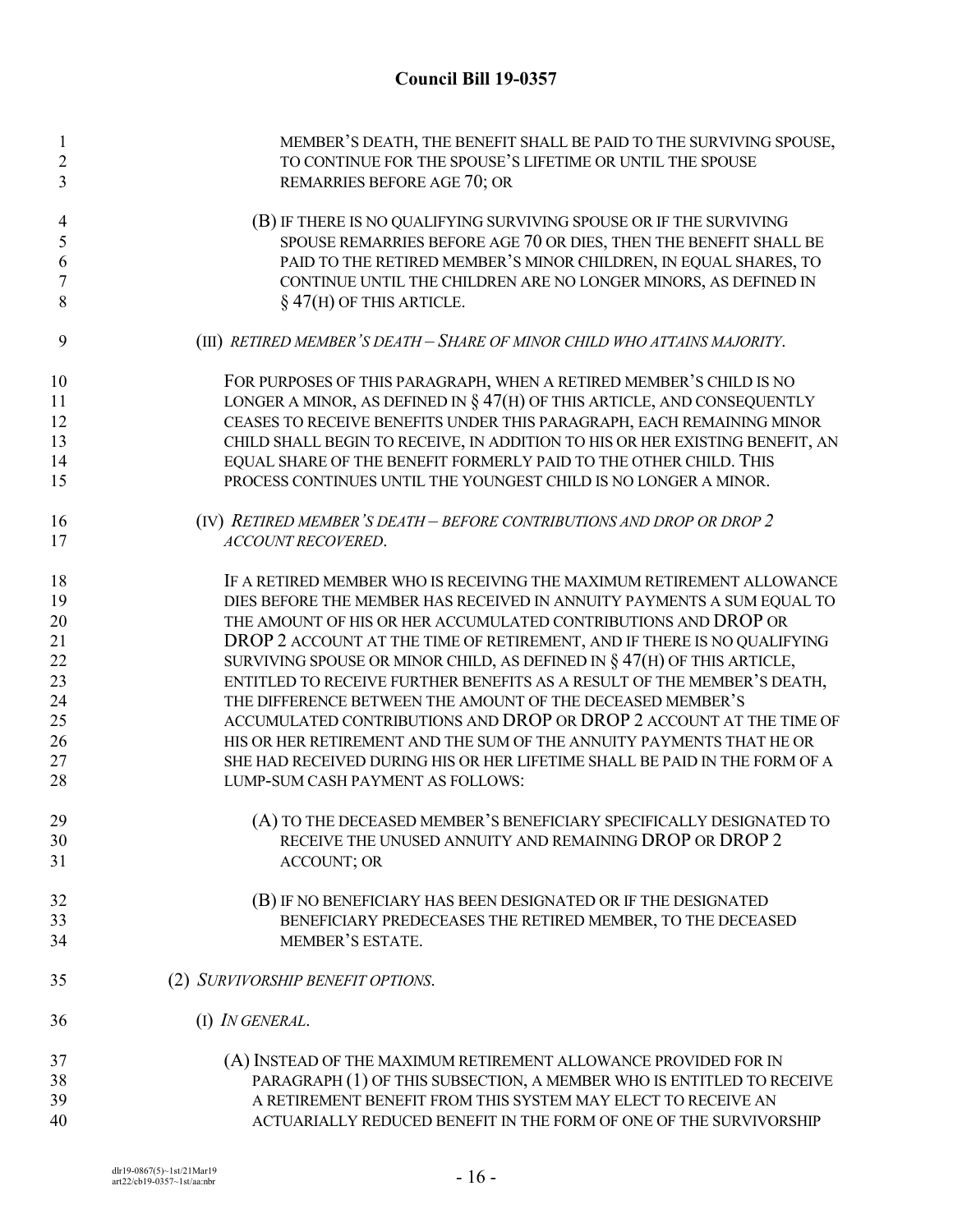MEMBER'S DEATH, THE BENEFIT SHALL BE PAID TO THE SURVIVING SPOUSE, TO CONTINUE FOR THE SPOUSE'S LIFETIME OR UNTIL THE SPOUSE REMARRIES BEFORE AGE 70; OR

(B) IF THERE IS NO QUALIFYING SURVIVING SPOUSE OR IF THE SURVIVING SPOUSE REMARRIES BEFORE AGE 70 OR DIES, THEN THE BENEFIT SHALL BE PAID TO THE RETIRED MEMBER'S MINOR CHILDREN, IN EQUAL SHARES, TO CONTINUE UNTIL THE CHILDREN ARE NO LONGER MINORS, AS DEFINED IN § 47(H) OF THIS ARTICLE.

(III) *RETIRED MEMBER'S DEATH – SHARE OF MINOR CHILD WHO ATTAINS MAJORITY*.

FOR PURPOSES OF THIS PARAGRAPH, WHEN A RETIRED MEMBER'S CHILD IS NO LONGER A MINOR, AS DEFINED IN § 47(H) OF THIS ARTICLE, AND CONSEQUENTLY CEASES TO RECEIVE BENEFITS UNDER THIS PARAGRAPH, EACH REMAINING MINOR CHILD SHALL BEGIN TO RECEIVE, IN ADDITION TO HIS OR HER EXISTING BENEFIT, AN EQUAL SHARE OF THE BENEFIT FORMERLY PAID TO THE OTHER CHILD. THIS PROCESS CONTINUES UNTIL THE YOUNGEST CHILD IS NO LONGER A MINOR.

(IV) *RETIRED MEMBER'S DEATH – BEFORE CONTRIBUTIONS AND DROP OR DROP 2 ACCOUNT RECOVERED*.

IF A RETIRED MEMBER WHO IS RECEIVING THE MAXIMUM RETIREMENT ALLOWANCE DIES BEFORE THE MEMBER HAS RECEIVED IN ANNUITY PAYMENTS A SUM EQUAL TO THE AMOUNT OF HIS OR HER ACCUMULATED CONTRIBUTIONS AND DROP OR DROP 2 ACCOUNT AT THE TIME OF RETIREMENT, AND IF THERE IS NO QUALIFYING SURVIVING SPOUSE OR MINOR CHILD, AS DEFINED IN § 47(H) OF THIS ARTICLE, ENTITLED TO RECEIVE FURTHER BENEFITS AS A RESULT OF THE MEMBER'S DEATH, THE DIFFERENCE BETWEEN THE AMOUNT OF THE DECEASED MEMBER'S ACCUMULATED CONTRIBUTIONS AND DROP OR DROP 2 ACCOUNT AT THE TIME OF HIS OR HER RETIREMENT AND THE SUM OF THE ANNUITY PAYMENTS THAT HE OR SHE HAD RECEIVED DURING HIS OR HER LIFETIME SHALL BE PAID IN THE FORM OF A LUMP-SUM CASH PAYMENT AS FOLLOWS:

(A) TO THE DECEASED MEMBER'S BENEFICIARY SPECIFICALLY DESIGNATED TO RECEIVE THE UNUSED ANNUITY AND REMAINING DROP OR DROP 2 ACCOUNT; OR

(B) IF NO BENEFICIARY HAS BEEN DESIGNATED OR IF THE DESIGNATED BENEFICIARY PREDECEASES THE RETIRED MEMBER, TO THE DECEASED MEMBER'S ESTATE.

(2) *SURVIVORSHIP BENEFIT OPTIONS*.

(I) *IN GENERAL*.

(A) INSTEAD OF THE MAXIMUM RETIREMENT ALLOWANCE PROVIDED FOR IN PARAGRAPH (1) OF THIS SUBSECTION, A MEMBER WHO IS ENTITLED TO RECEIVE A RETIREMENT BENEFIT FROM THIS SYSTEM MAY ELECT TO RECEIVE AN ACTUARIALLY REDUCED BENEFIT IN THE FORM OF ONE OF THE SURVIVORSHIP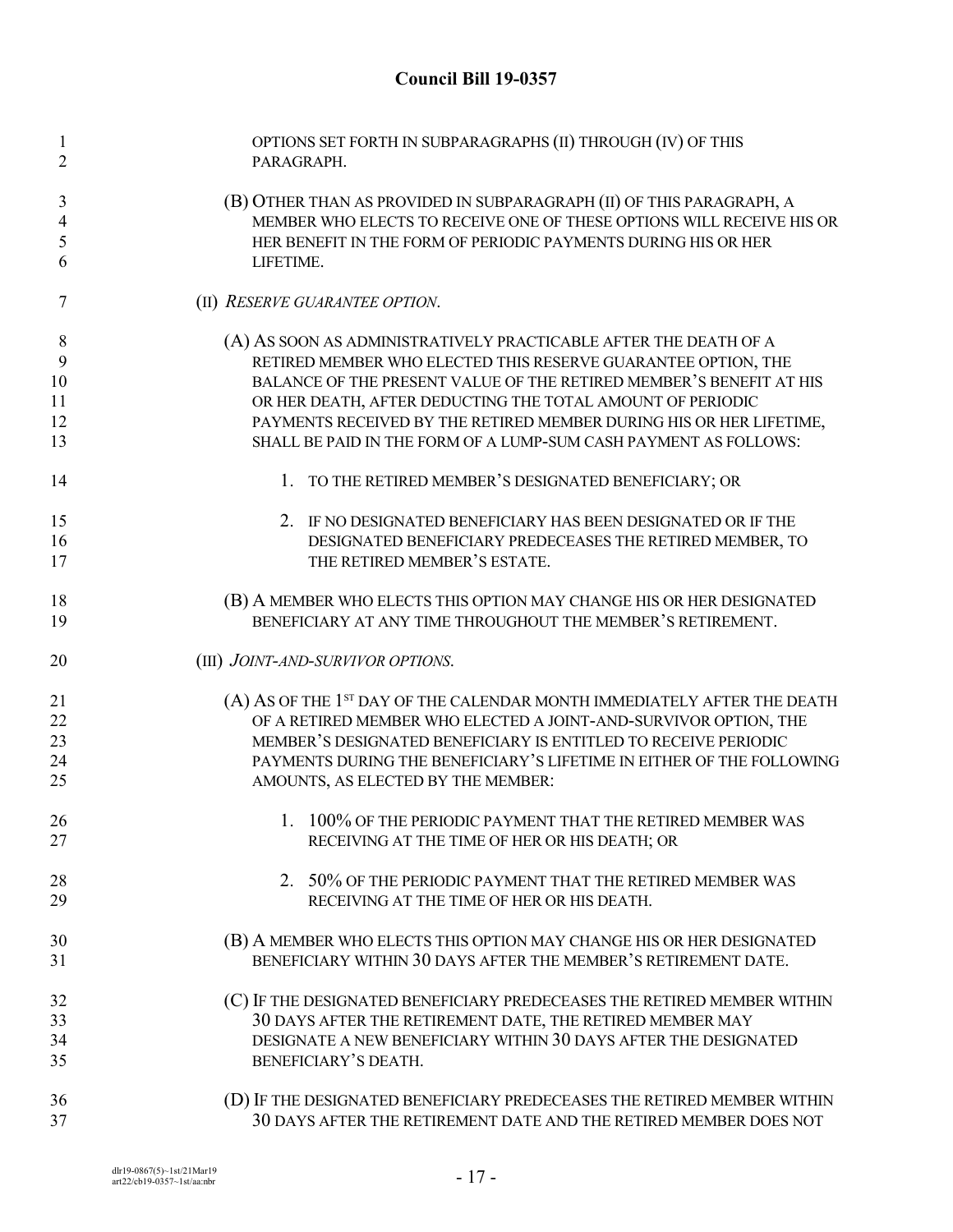OPTIONS SET FORTH IN SUBPARAGRAPHS (II) THROUGH (IV) OF THIS PARAGRAPH.

(B) OTHER THAN AS PROVIDED IN SUBPARAGRAPH (II) OF THIS PARAGRAPH, A MEMBER WHO ELECTS TO RECEIVE ONE OF THESE OPTIONS WILL RECEIVE HIS OR HER BENEFIT IN THE FORM OF PERIODIC PAYMENTS DURING HIS OR HER LIFETIME.

(II) *RESERVE GUARANTEE OPTION*.

(A) AS SOON AS ADMINISTRATIVELY PRACTICABLE AFTER THE DEATH OF A RETIRED MEMBER WHO ELECTED THIS RESERVE GUARANTEE OPTION, THE BALANCE OF THE PRESENT VALUE OF THE RETIRED MEMBER'S BENEFIT AT HIS OR HER DEATH, AFTER DEDUCTING THE TOTAL AMOUNT OF PERIODIC PAYMENTS RECEIVED BY THE RETIRED MEMBER DURING HIS OR HER LIFETIME, SHALL BE PAID IN THE FORM OF A LUMP-SUM CASH PAYMENT AS FOLLOWS:

1. TO THE RETIRED MEMBER'S DESIGNATED BENEFICIARY; OR

2. IF NO DESIGNATED BENEFICIARY HAS BEEN DESIGNATED OR IF THE DESIGNATED BENEFICIARY PREDECEASES THE RETIRED MEMBER, TO THE RETIRED MEMBER'S ESTATE.

(B) A MEMBER WHO ELECTS THIS OPTION MAY CHANGE HIS OR HER DESIGNATED BENEFICIARY AT ANY TIME THROUGHOUT THE MEMBER'S RETIREMENT.

(III) *JOINT-AND-SURVIVOR OPTIONS*.

(A) AS OF THE 1ST DAY OF THE CALENDAR MONTH IMMEDIATELY AFTER THE DEATH OF A RETIRED MEMBER WHO ELECTED A JOINT-AND-SURVIVOR OPTION, THE MEMBER'S DESIGNATED BENEFICIARY IS ENTITLED TO RECEIVE PERIODIC PAYMENTS DURING THE BENEFICIARY'S LIFETIME IN EITHER OF THE FOLLOWING AMOUNTS, AS ELECTED BY THE MEMBER:

1. 100% OF THE PERIODIC PAYMENT THAT THE RETIRED MEMBER WAS RECEIVING AT THE TIME OF HER OR HIS DEATH; OR

2. 50% OF THE PERIODIC PAYMENT THAT THE RETIRED MEMBER WAS RECEIVING AT THE TIME OF HER OR HIS DEATH.

(B) A MEMBER WHO ELECTS THIS OPTION MAY CHANGE HIS OR HER DESIGNATED BENEFICIARY WITHIN 30 DAYS AFTER THE MEMBER'S RETIREMENT DATE.

(C) IF THE DESIGNATED BENEFICIARY PREDECEASES THE RETIRED MEMBER WITHIN 30 DAYS AFTER THE RETIREMENT DATE, THE RETIRED MEMBER MAY DESIGNATE A NEW BENEFICIARY WITHIN 30 DAYS AFTER THE DESIGNATED BENEFICIARY'S DEATH.

(D) IF THE DESIGNATED BENEFICIARY PREDECEASES THE RETIRED MEMBER WITHIN 30 DAYS AFTER THE RETIREMENT DATE AND THE RETIRED MEMBER DOES NOT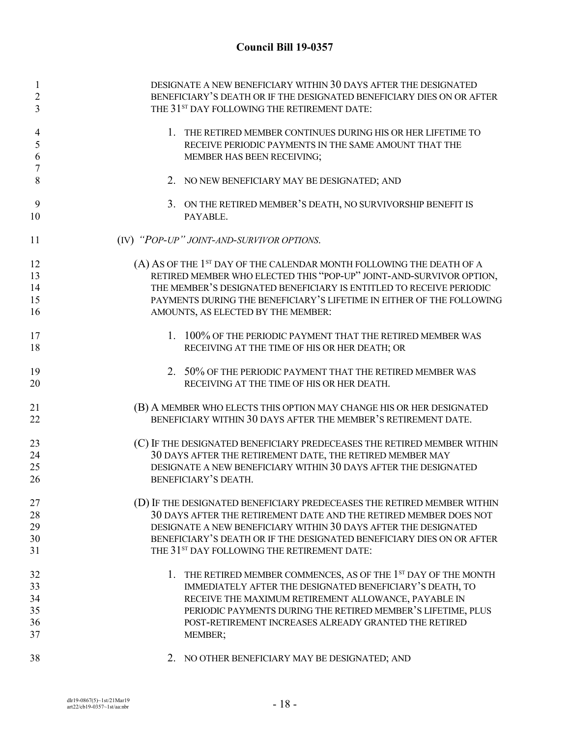DESIGNATE A NEW BENEFICIARY WITHIN 30 DAYS AFTER THE DESIGNATED BENEFICIARY'S DEATH OR IF THE DESIGNATED BENEFICIARY DIES ON OR AFTER THE 31ST DAY FOLLOWING THE RETIREMENT DATE:

1. THE RETIRED MEMBER CONTINUES DURING HIS OR HER LIFETIME TO RECEIVE PERIODIC PAYMENTS IN THE SAME AMOUNT THAT THE MEMBER HAS BEEN RECEIVING;

2. NO NEW BENEFICIARY MAY BE DESIGNATED; AND

3. ON THE RETIRED MEMBER'S DEATH, NO SURVIVORSHIP BENEFIT IS PAYABLE.

(IV) *"POP-UP" JOINT-AND-SURVIVOR OPTIONS.*

(A) AS OF THE 1ST DAY OF THE CALENDAR MONTH FOLLOWING THE DEATH OF A RETIRED MEMBER WHO ELECTED THIS "POP-UP" JOINT-AND-SURVIVOR OPTION, THE MEMBER'S DESIGNATED BENEFICIARY IS ENTITLED TO RECEIVE PERIODIC PAYMENTS DURING THE BENEFICIARY'S LIFETIME IN EITHER OF THE FOLLOWING AMOUNTS, AS ELECTED BY THE MEMBER:

1. 100% OF THE PERIODIC PAYMENT THAT THE RETIRED MEMBER WAS RECEIVING AT THE TIME OF HIS OR HER DEATH; OR

2. 50% OF THE PERIODIC PAYMENT THAT THE RETIRED MEMBER WAS RECEIVING AT THE TIME OF HIS OR HER DEATH.

(B) A MEMBER WHO ELECTS THIS OPTION MAY CHANGE HIS OR HER DESIGNATED BENEFICIARY WITHIN 30 DAYS AFTER THE MEMBER'S RETIREMENT DATE.

(C) IF THE DESIGNATED BENEFICIARY PREDECEASES THE RETIRED MEMBER WITHIN 30 DAYS AFTER THE RETIREMENT DATE, THE RETIRED MEMBER MAY DESIGNATE A NEW BENEFICIARY WITHIN 30 DAYS AFTER THE DESIGNATED BENEFICIARY'S DEATH.

(D) IF THE DESIGNATED BENEFICIARY PREDECEASES THE RETIRED MEMBER WITHIN 30 DAYS AFTER THE RETIREMENT DATE AND THE RETIRED MEMBER DOES NOT DESIGNATE A NEW BENEFICIARY WITHIN 30 DAYS AFTER THE DESIGNATED BENEFICIARY'S DEATH OR IF THE DESIGNATED BENEFICIARY DIES ON OR AFTER THE 31ST DAY FOLLOWING THE RETIREMENT DATE:

1. THE RETIRED MEMBER COMMENCES, AS OF THE 1ST DAY OF THE MONTH IMMEDIATELY AFTER THE DESIGNATED BENEFICIARY'S DEATH, TO RECEIVE THE MAXIMUM RETIREMENT ALLOWANCE, PAYABLE IN PERIODIC PAYMENTS DURING THE RETIRED MEMBER'S LIFETIME, PLUS POST-RETIREMENT INCREASES ALREADY GRANTED THE RETIRED MEMBER;

2. NO OTHER BENEFICIARY MAY BE DESIGNATED; AND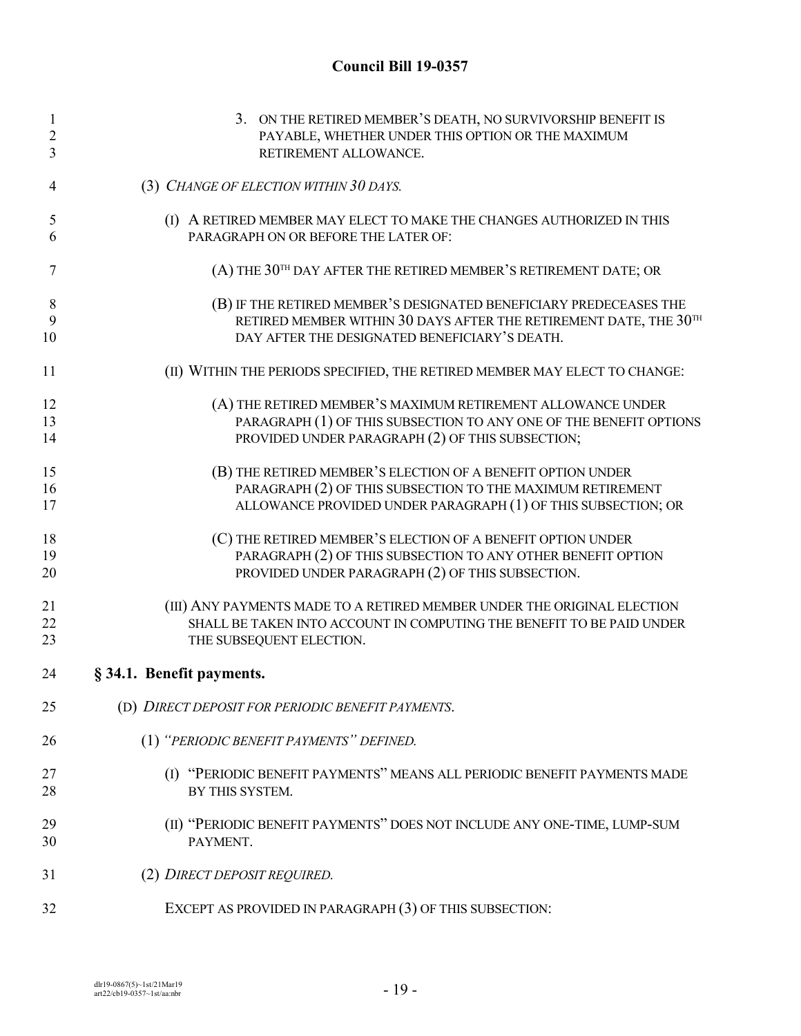3. ON THE RETIRED MEMBER'S DEATH, NO SURVIVORSHIP BENEFIT IS PAYABLE, WHETHER UNDER THIS OPTION OR THE MAXIMUM RETIREMENT ALLOWANCE.

(3) *CHANGE OF ELECTION WITHIN 30 DAYS.*

(I) A RETIRED MEMBER MAY ELECT TO MAKE THE CHANGES AUTHORIZED IN THIS PARAGRAPH ON OR BEFORE THE LATER OF:

(A) THE 30TH DAY AFTER THE RETIRED MEMBER'S RETIREMENT DATE; OR

(B) IF THE RETIRED MEMBER'S DESIGNATED BENEFICIARY PREDECEASES THE RETIRED MEMBER WITHIN 30 DAYS AFTER THE RETIREMENT DATE, THE 30TH DAY AFTER THE DESIGNATED BENEFICIARY'S DEATH.

(II) WITHIN THE PERIODS SPECIFIED, THE RETIRED MEMBER MAY ELECT TO CHANGE:

(A) THE RETIRED MEMBER'S MAXIMUM RETIREMENT ALLOWANCE UNDER PARAGRAPH (1) OF THIS SUBSECTION TO ANY ONE OF THE BENEFIT OPTIONS PROVIDED UNDER PARAGRAPH (2) OF THIS SUBSECTION;

(B) THE RETIRED MEMBER'S ELECTION OF A BENEFIT OPTION UNDER PARAGRAPH (2) OF THIS SUBSECTION TO THE MAXIMUM RETIREMENT ALLOWANCE PROVIDED UNDER PARAGRAPH (1) OF THIS SUBSECTION; OR

(C) THE RETIRED MEMBER'S ELECTION OF A BENEFIT OPTION UNDER PARAGRAPH (2) OF THIS SUBSECTION TO ANY OTHER BENEFIT OPTION PROVIDED UNDER PARAGRAPH (2) OF THIS SUBSECTION.

(III) ANY PAYMENTS MADE TO A RETIRED MEMBER UNDER THE ORIGINAL ELECTION SHALL BE TAKEN INTO ACCOUNT IN COMPUTING THE BENEFIT TO BE PAID UNDER THE SUBSEQUENT ELECTION.

**§ 34.1. Benefit payments.**

(D) *DIRECT DEPOSIT FOR PERIODIC BENEFIT PAYMENTS.*

(1) *"PERIODIC BENEFIT PAYMENTS" DEFINED.*

(I) "PERIODIC BENEFIT PAYMENTS" MEANS ALL PERIODIC BENEFIT PAYMENTS MADE BY THIS SYSTEM.

(II) "PERIODIC BENEFIT PAYMENTS" DOES NOT INCLUDE ANY ONE-TIME, LUMP-SUM PAYMENT.

(2) *DIRECT DEPOSIT REQUIRED.*

EXCEPT AS PROVIDED IN PARAGRAPH (3) OF THIS SUBSECTION: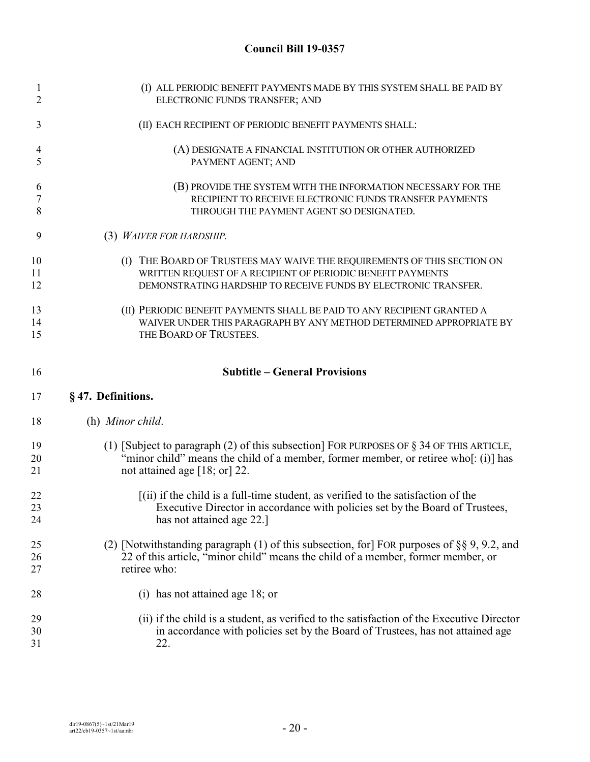(I) ALL PERIODIC BENEFIT PAYMENTS MADE BY THIS SYSTEM SHALL BE PAID BY ELECTRONIC FUNDS TRANSFER; AND

(II) EACH RECIPIENT OF PERIODIC BENEFIT PAYMENTS SHALL:

(A) DESIGNATE A FINANCIAL INSTITUTION OR OTHER AUTHORIZED PAYMENT AGENT; AND

(B) PROVIDE THE SYSTEM WITH THE INFORMATION NECESSARY FOR THE RECIPIENT TO RECEIVE ELECTRONIC FUNDS TRANSFER PAYMENTS THROUGH THE PAYMENT AGENT SO DESIGNATED.

(3) *WAIVER FOR HARDSHIP.*

(I) THE BOARD OF TRUSTEES MAY WAIVE THE REQUIREMENTS OF THIS SECTION ON WRITTEN REQUEST OF A RECIPIENT OF PERIODIC BENEFIT PAYMENTS DEMONSTRATING HARDSHIP TO RECEIVE FUNDS BY ELECTRONIC TRANSFER.

(II) PERIODIC BENEFIT PAYMENTS SHALL BE PAID TO ANY RECIPIENT GRANTED A WAIVER UNDER THIS PARAGRAPH BY ANY METHOD DETERMINED APPROPRIATE BY THE BOARD OF TRUSTEES.

## Subtitle – General Provisions

### § 47. Definitions.

(h) *Minor child*.

(1) [Subject to paragraph (2) of this subsection] FOR PURPOSES OF § 34 OF THIS ARTICLE, "minor child" means the child of a member, former member, or retiree who[: (i)] has not attained age [18; or] 22.

[(ii) if the child is a full-time student, as verified to the satisfaction of the Executive Director in accordance with policies set by the Board of Trustees, has not attained age 22.]

(2) [Notwithstanding paragraph (1) of this subsection, for] FOR purposes of §§ 9, 9.2, and 22 of this article, "minor child" means the child of a member, former member, or retiree who:

(i) has not attained age 18; or

(ii) if the child is a student, as verified to the satisfaction of the Executive Director in accordance with policies set by the Board of Trustees, has not attained age 22.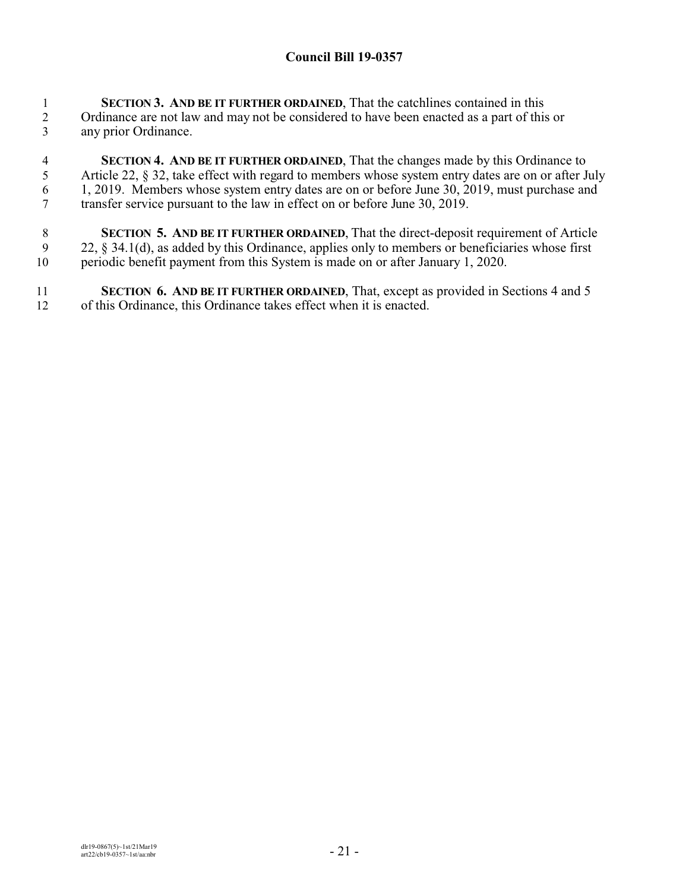**Council Bill 19-0357**

**SECTION 3. AND BE IT FURTHER ORDAINED**, That the catchlines contained in this Ordinance are not law and may not be considered to have been enacted as a part of this or any prior Ordinance.

**SECTION 4. AND BE IT FURTHER ORDAINED**, That the changes made by this Ordinance to Article 22, § 32, take effect with regard to members whose system entry dates are on or after July 1, 2019. Members whose system entry dates are on or before June 30, 2019, must purchase and transfer service pursuant to the law in effect on or before June 30, 2019.

**SECTION 5. AND BE IT FURTHER ORDAINED**, That the direct-deposit requirement of Article 22, § 34.1(d), as added by this Ordinance, applies only to members or beneficiaries whose first periodic benefit payment from this System is made on or after January 1, 2020.

**SECTION 6. AND BE IT FURTHER ORDAINED**, That, except as provided in Sections 4 and 5 of this Ordinance, this Ordinance takes effect when it is enacted.

dlr19-0867(5)~1st/21Mar19
art22/cb19-0357~1st/aa:nbr